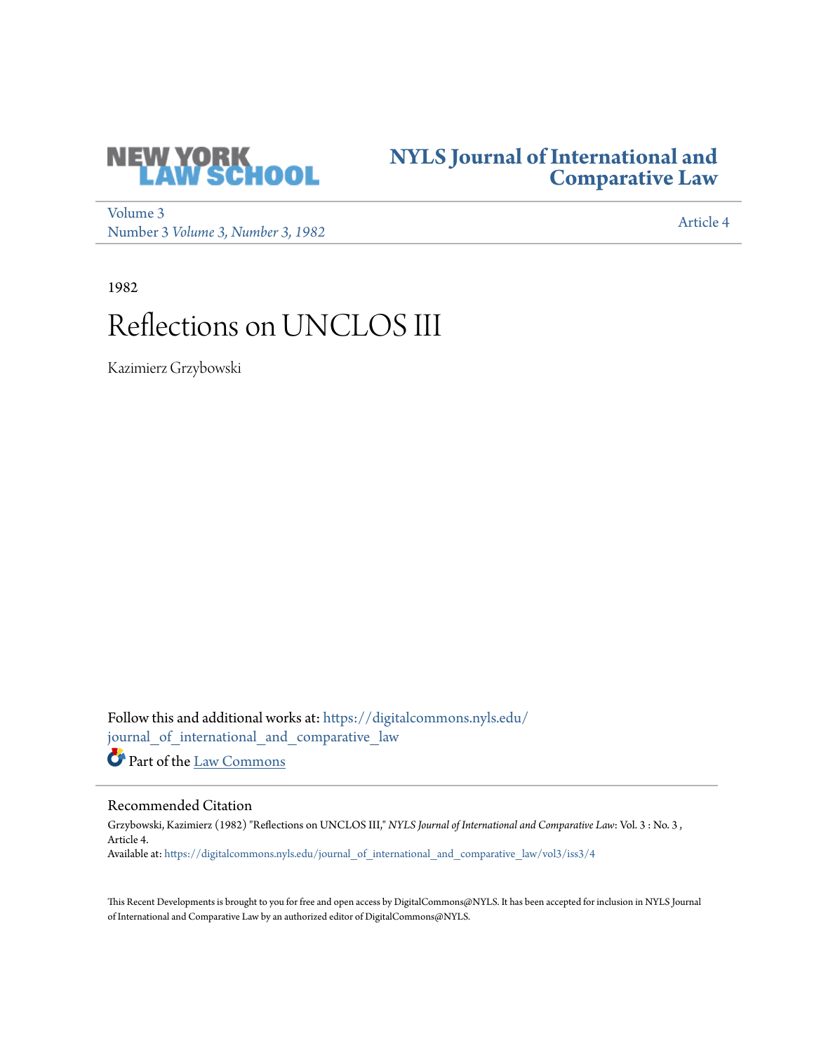NEW YORK LAW SCHOOL

**NYLS Journal of International and Comparative Law**

Volume 3
Number 3 *Volume 3, Number 3, 1982*

Article 4

1982

# Reflections on UNCLOS III

Kazimierz Grzybowski

Follow this and additional works at: https://digitalcommons.nyls.edu/journal_of_international_and_comparative_law

Part of the Law Commons

## Recommended Citation

Grzybowski, Kazimierz (1982) "Reflections on UNCLOS III," *NYLS Journal of International and Comparative Law*: Vol. 3 : No. 3 , Article 4.
Available at: https://digitalcommons.nyls.edu/journal_of_international_and_comparative_law/vol3/iss3/4

This Recent Developments is brought to you for free and open access by DigitalCommons@NYLS. It has been accepted for inclusion in NYLS Journal of International and Comparative Law by an authorized editor of DigitalCommons@NYLS.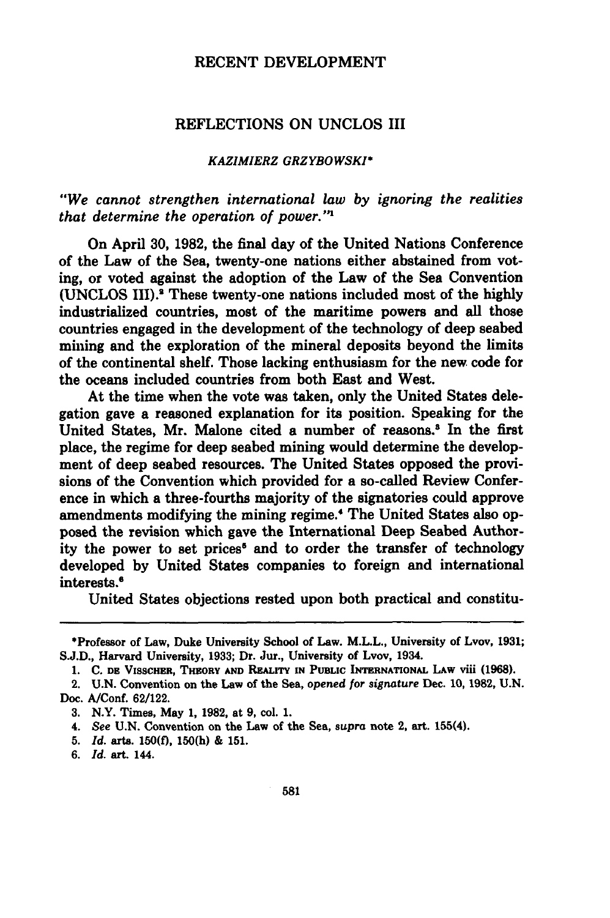RECENT DEVELOPMENT

# REFLECTIONS ON UNCLOS III

KAZIMIERZ GRZYBOWSKI*

*"We cannot strengthen international law by ignoring the realities that determine the operation of power."*[1]

On April 30, 1982, the final day of the United Nations Conference of the Law of the Sea, twenty-one nations either abstained from voting, or voted against the adoption of the Law of the Sea Convention (UNCLOS III).[2] These twenty-one nations included most of the highly industrialized countries, most of the maritime powers and all those countries engaged in the development of the technology of deep seabed mining and the exploration of the mineral deposits beyond the limits of the continental shelf. Those lacking enthusiasm for the new code for the oceans included countries from both East and West.

At the time when the vote was taken, only the United States delegation gave a reasoned explanation for its position. Speaking for the United States, Mr. Malone cited a number of reasons.[3] In the first place, the regime for deep seabed mining would determine the development of deep seabed resources. The United States opposed the provisions of the Convention which provided for a so-called Review Conference in which a three-fourths majority of the signatories could approve amendments modifying the mining regime.[4] The United States also opposed the revision which gave the International Deep Seabed Authority the power to set prices[5] and to order the transfer of technology developed by United States companies to foreign and international interests.[6]

United States objections rested upon both practical and constitu-

---

*Professor of Law, Duke University School of Law. M.L.L., University of Lvov, 1931; S.J.D., Harvard University, 1933; Dr. Jur., University of Lvov, 1934.

1. C. DE VISSCHER, THEORY AND REALITY IN PUBLIC INTERNATIONAL LAW viii (1968).

2. U.N. Convention on the Law of the Sea, *opened for signature* Dec. 10, 1982, U.N. Doc. A/Conf. 62/122.

3. N.Y. Times, May 1, 1982, at 9, col. 1.

4. *See* U.N. Convention on the Law of the Sea, *supra* note 2, art. 155(4).

5. *Id.* arts. 150(f), 150(h) & 151.

6. *Id.* art. 144.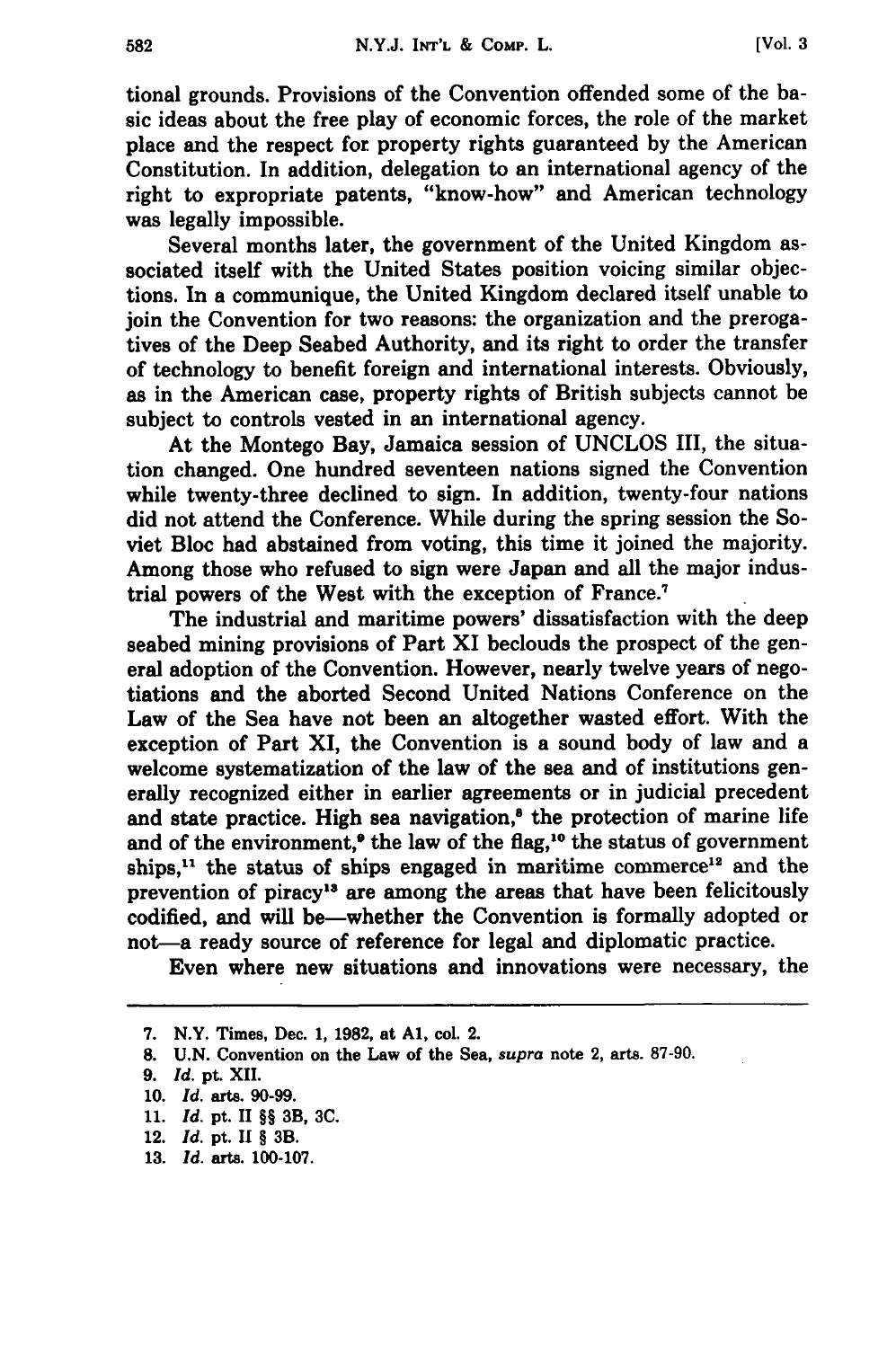tional grounds. Provisions of the Convention offended some of the basic ideas about the free play of economic forces, the role of the market place and the respect for property rights guaranteed by the American Constitution. In addition, delegation to an international agency of the right to expropriate patents, "know-how" and American technology was legally impossible.

Several months later, the government of the United Kingdom associated itself with the United States position voicing similar objections. In a communique, the United Kingdom declared itself unable to join the Convention for two reasons: the organization and the prerogatives of the Deep Seabed Authority, and its right to order the transfer of technology to benefit foreign and international interests. Obviously, as in the American case, property rights of British subjects cannot be subject to controls vested in an international agency.

At the Montego Bay, Jamaica session of UNCLOS III, the situation changed. One hundred seventeen nations signed the Convention while twenty-three declined to sign. In addition, twenty-four nations did not attend the Conference. While during the spring session the Soviet Bloc had abstained from voting, this time it joined the majority. Among those who refused to sign were Japan and all the major industrial powers of the West with the exception of France.[7]

The industrial and maritime powers' dissatisfaction with the deep seabed mining provisions of Part XI beclouds the prospect of the general adoption of the Convention. However, nearly twelve years of negotiations and the aborted Second United Nations Conference on the Law of the Sea have not been an altogether wasted effort. With the exception of Part XI, the Convention is a sound body of law and a welcome systematization of the law of the sea and of institutions generally recognized either in earlier agreements or in judicial precedent and state practice. High sea navigation,[8] the protection of marine life and of the environment,[9] the law of the flag,[10] the status of government ships,[11] the status of ships engaged in maritime commerce[12] and the prevention of piracy[13] are among the areas that have been felicitously codified, and will be—whether the Convention is formally adopted or not—a ready source of reference for legal and diplomatic practice.

Even where new situations and innovations were necessary, the

7. N.Y. Times, Dec. 1, 1982, at A1, col. 2.

8. U.N. Convention on the Law of the Sea, *supra* note 2, arts. 87-90.

9. *Id.* pt. XII.

10. *Id.* arts. 90-99.

11. *Id.* pt. II §§ 3B, 3C.

12. *Id.* pt. II § 3B.

13. *Id.* arts. 100-107.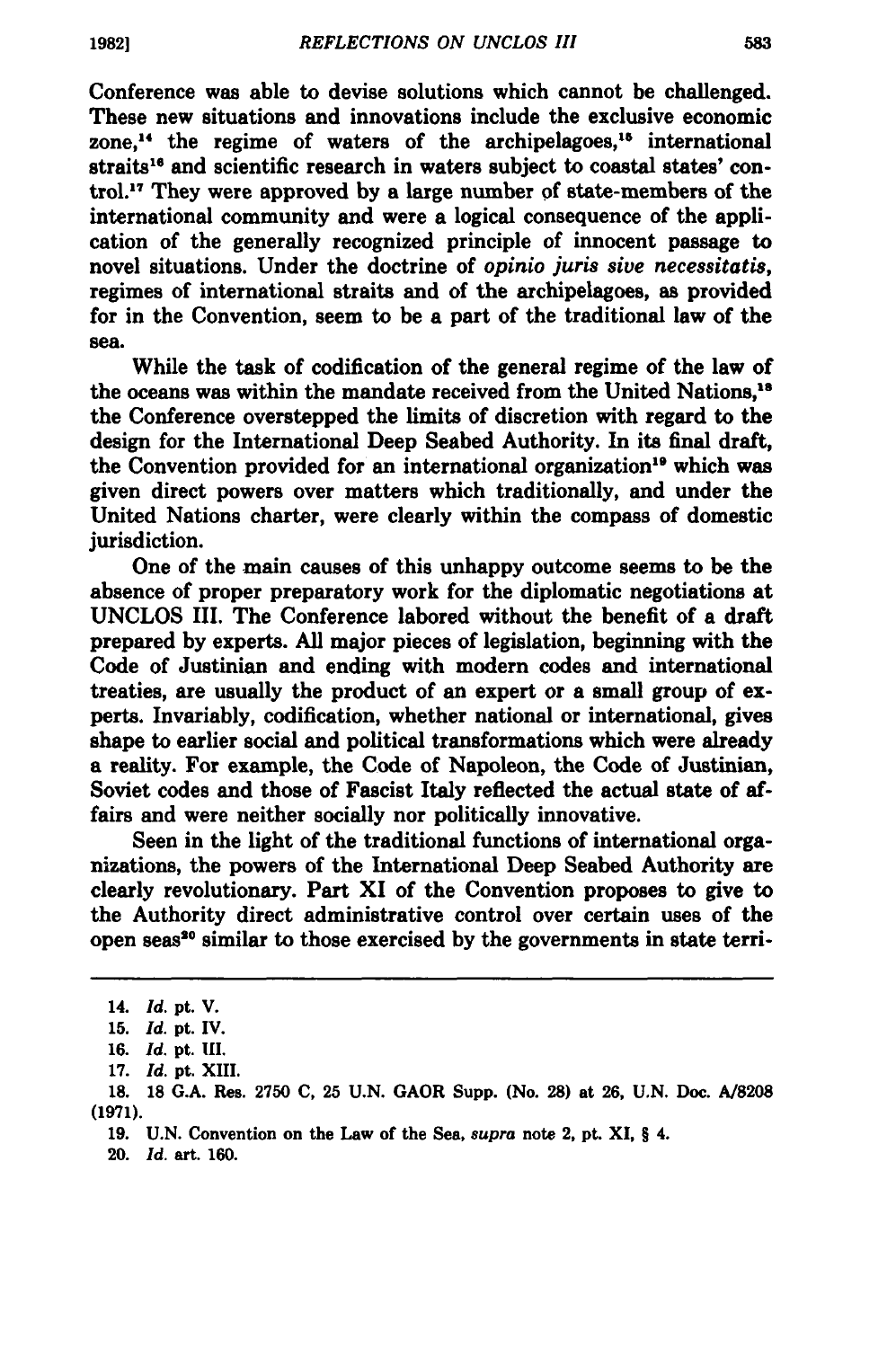Conference was able to devise solutions which cannot be challenged. These new situations and innovations include the exclusive economic zone,[14] the regime of waters of the archipelagoes,[15] international straits[16] and scientific research in waters subject to coastal states' control.[17] They were approved by a large number of state-members of the international community and were a logical consequence of the application of the generally recognized principle of innocent passage to novel situations. Under the doctrine of *opinio juris sive necessitatis*, regimes of international straits and of the archipelagoes, as provided for in the Convention, seem to be a part of the traditional law of the sea.

While the task of codification of the general regime of the law of the oceans was within the mandate received from the United Nations,[18] the Conference overstepped the limits of discretion with regard to the design for the International Deep Seabed Authority. In its final draft, the Convention provided for an international organization[19] which was given direct powers over matters which traditionally, and under the United Nations charter, were clearly within the compass of domestic jurisdiction.

One of the main causes of this unhappy outcome seems to be the absence of proper preparatory work for the diplomatic negotiations at UNCLOS III. The Conference labored without the benefit of a draft prepared by experts. All major pieces of legislation, beginning with the Code of Justinian and ending with modern codes and international treaties, are usually the product of an expert or a small group of experts. Invariably, codification, whether national or international, gives shape to earlier social and political transformations which were already a reality. For example, the Code of Napoleon, the Code of Justinian, Soviet codes and those of Fascist Italy reflected the actual state of affairs and were neither socially nor politically innovative.

Seen in the light of the traditional functions of international organizations, the powers of the International Deep Seabed Authority are clearly revolutionary. Part XI of the Convention proposes to give to the Authority direct administrative control over certain uses of the open seas[20] similar to those exercised by the governments in state terri-

---

14. *Id.* pt. V.
15. *Id.* pt. IV.
16. *Id.* pt. III.
17. *Id.* pt. XIII.
18. 18 G.A. Res. 2750 C, 25 U.N. GAOR Supp. (No. 28) at 26, U.N. Doc. A/8208 (1971).
19. U.N. Convention on the Law of the Sea, *supra* note 2, pt. XI, § 4.
20. *Id.* art. 160.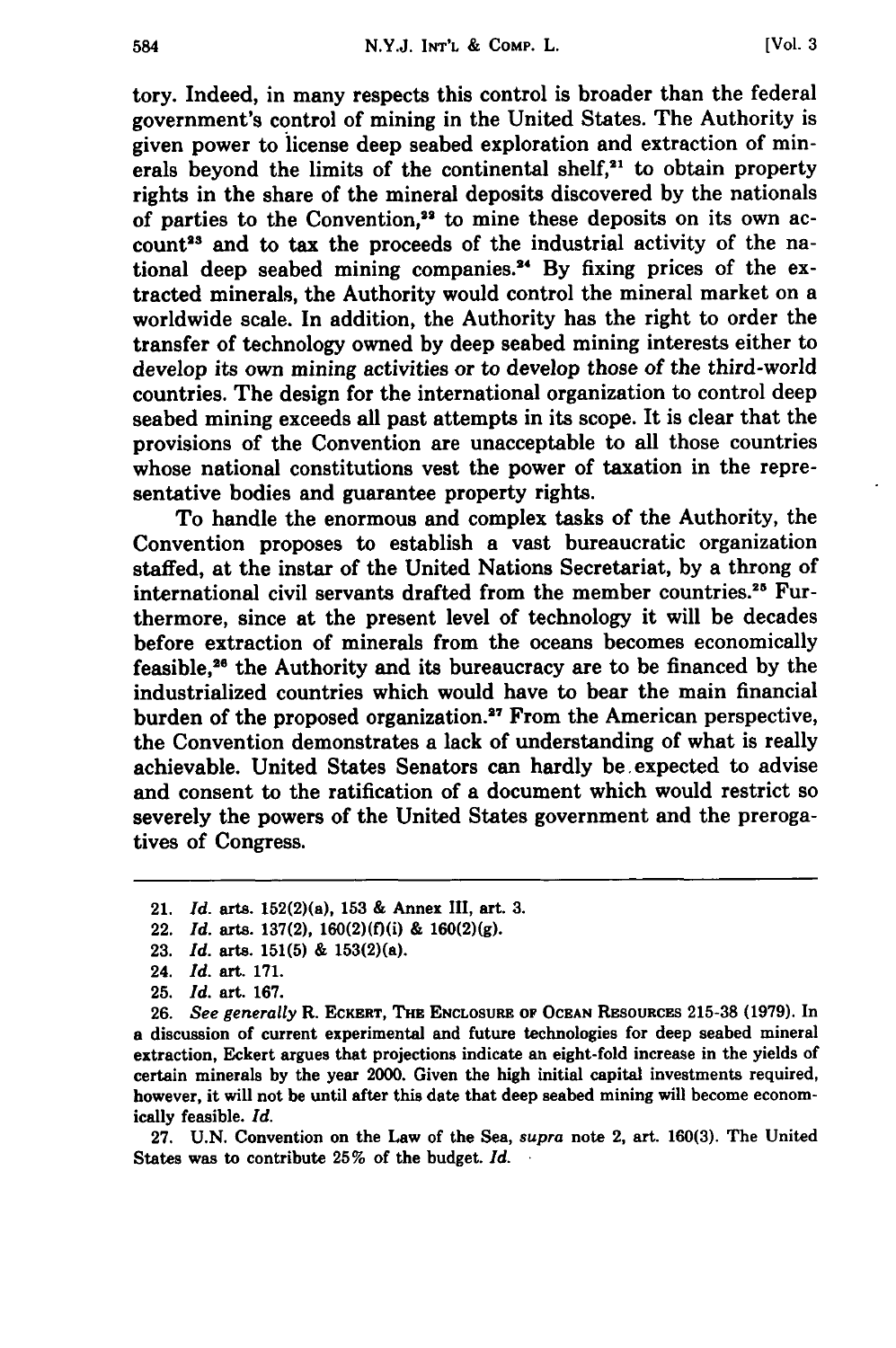tory. Indeed, in many respects this control is broader than the federal government's control of mining in the United States. The Authority is given power to license deep seabed exploration and extraction of minerals beyond the limits of the continental shelf,[21] to obtain property rights in the share of the mineral deposits discovered by the nationals of parties to the Convention,[22] to mine these deposits on its own account[23] and to tax the proceeds of the industrial activity of the national deep seabed mining companies.[24] By fixing prices of the extracted minerals, the Authority would control the mineral market on a worldwide scale. In addition, the Authority has the right to order the transfer of technology owned by deep seabed mining interests either to develop its own mining activities or to develop those of the third-world countries. The design for the international organization to control deep seabed mining exceeds all past attempts in its scope. It is clear that the provisions of the Convention are unacceptable to all those countries whose national constitutions vest the power of taxation in the representative bodies and guarantee property rights.

To handle the enormous and complex tasks of the Authority, the Convention proposes to establish a vast bureaucratic organization staffed, at the instar of the United Nations Secretariat, by a throng of international civil servants drafted from the member countries.[25] Furthermore, since at the present level of technology it will be decades before extraction of minerals from the oceans becomes economically feasible,[26] the Authority and its bureaucracy are to be financed by the industrialized countries which would have to bear the main financial burden of the proposed organization.[27] From the American perspective, the Convention demonstrates a lack of understanding of what is really achievable. United States Senators can hardly be expected to advise and consent to the ratification of a document which would restrict so severely the powers of the United States government and the prerogatives of Congress.

---

21. *Id.* arts. 152(2)(a), 153 & Annex III, art. 3.
22. *Id.* arts. 137(2), 160(2)(f)(i) & 160(2)(g).
23. *Id.* arts. 151(5) & 153(2)(a).
24. *Id.* art. 171.
25. *Id.* art. 167.
26. *See generally* R. ECKERT, THE ENCLOSURE OF OCEAN RESOURCES 215-38 (1979). In a discussion of current experimental and future technologies for deep seabed mineral extraction, Eckert argues that projections indicate an eight-fold increase in the yields of certain minerals by the year 2000. Given the high initial capital investments required, however, it will not be until after this date that deep seabed mining will become economically feasible. *Id.*
27. U.N. Convention on the Law of the Sea, *supra* note 2, art. 160(3). The United States was to contribute 25% of the budget. *Id.*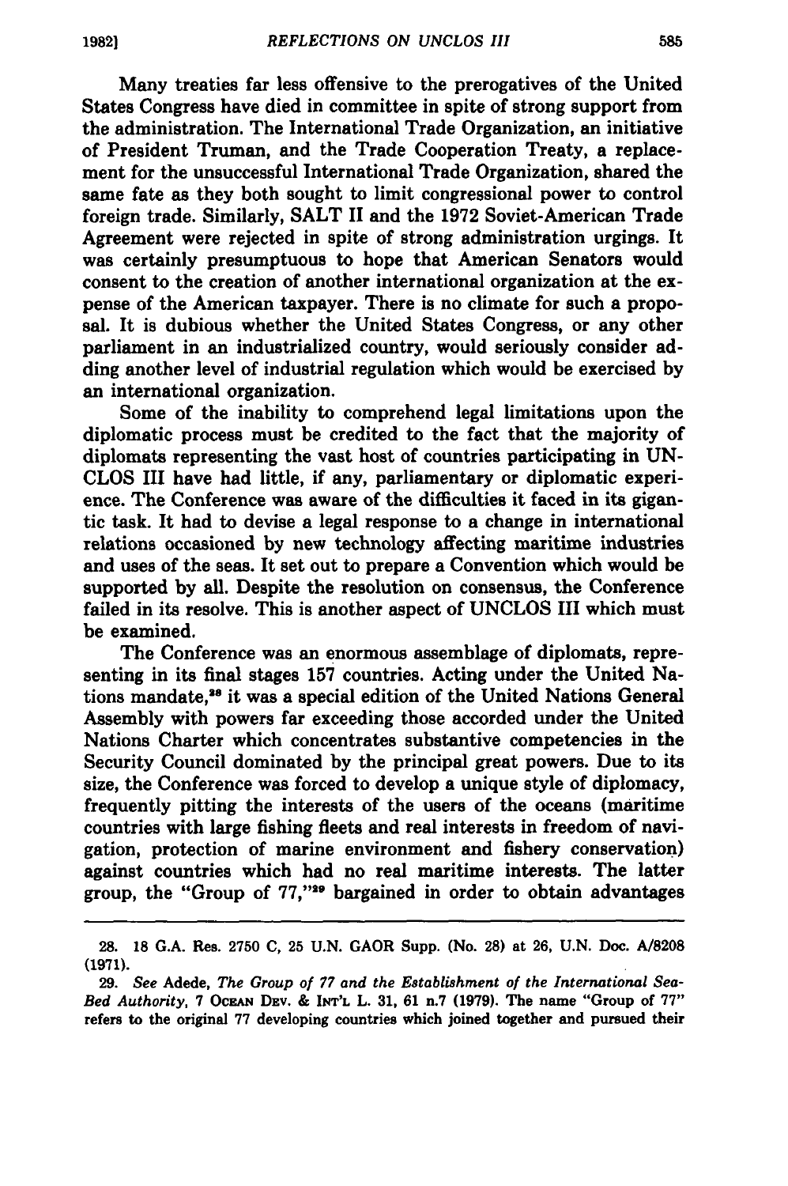Many treaties far less offensive to the prerogatives of the United States Congress have died in committee in spite of strong support from the administration. The International Trade Organization, an initiative of President Truman, and the Trade Cooperation Treaty, a replacement for the unsuccessful International Trade Organization, shared the same fate as they both sought to limit congressional power to control foreign trade. Similarly, SALT II and the 1972 Soviet-American Trade Agreement were rejected in spite of strong administration urgings. It was certainly presumptuous to hope that American Senators would consent to the creation of another international organization at the expense of the American taxpayer. There is no climate for such a proposal. It is dubious whether the United States Congress, or any other parliament in an industrialized country, would seriously consider adding another level of industrial regulation which would be exercised by an international organization.

Some of the inability to comprehend legal limitations upon the diplomatic process must be credited to the fact that the majority of diplomats representing the vast host of countries participating in UNCLOS III have had little, if any, parliamentary or diplomatic experience. The Conference was aware of the difficulties it faced in its gigantic task. It had to devise a legal response to a change in international relations occasioned by new technology affecting maritime industries and uses of the seas. It set out to prepare a Convention which would be supported by all. Despite the resolution on consensus, the Conference failed in its resolve. This is another aspect of UNCLOS III which must be examined.

The Conference was an enormous assemblage of diplomats, representing in its final stages 157 countries. Acting under the United Nations mandate,[28] it was a special edition of the United Nations General Assembly with powers far exceeding those accorded under the United Nations Charter which concentrates substantive competencies in the Security Council dominated by the principal great powers. Due to its size, the Conference was forced to develop a unique style of diplomacy, frequently pitting the interests of the users of the oceans (maritime countries with large fishing fleets and real interests in freedom of navigation, protection of marine environment and fishery conservation) against countries which had no real maritime interests. The latter group, the "Group of 77,"[29] bargained in order to obtain advantages

---

28. 18 G.A. Res. 2750 C, 25 U.N. GAOR Supp. (No. 28) at 26, U.N. Doc. A/8208 (1971).

29. *See* Adede, *The Group of 77 and the Establishment of the International Sea-Bed Authority*, 7 OCEAN DEV. & INT'L L. 31, 61 n.7 (1979). The name "Group of 77" refers to the original 77 developing countries which joined together and pursued their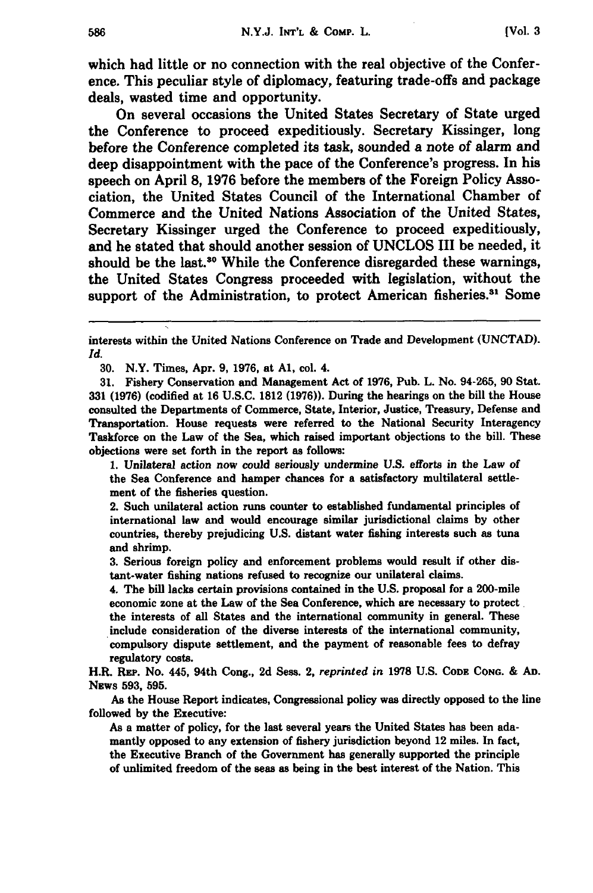which had little or no connection with the real objective of the Conference. This peculiar style of diplomacy, featuring trade-offs and package deals, wasted time and opportunity.

On several occasions the United States Secretary of State urged the Conference to proceed expeditiously. Secretary Kissinger, long before the Conference completed its task, sounded a note of alarm and deep disappointment with the pace of the Conference's progress. In his speech on April 8, 1976 before the members of the Foreign Policy Association, the United States Council of the International Chamber of Commerce and the United Nations Association of the United States, Secretary Kissinger urged the Conference to proceed expeditiously, and he stated that should another session of UNCLOS III be needed, it should be the last.[30] While the Conference disregarded these warnings, the United States Congress proceeded with legislation, without the support of the Administration, to protect American fisheries.[31] Some

---

interests within the United Nations Conference on Trade and Development (UNCTAD). *Id.*

30. N.Y. Times, Apr. 9, 1976, at A1, col. 4.

31. Fishery Conservation and Management Act of 1976, Pub. L. No. 94-265, 90 Stat. 331 (1976) (codified at 16 U.S.C. 1812 (1976)). During the hearings on the bill the House consulted the Departments of Commerce, State, Interior, Justice, Treasury, Defense and Transportation. House requests were referred to the National Security Interagency Taskforce on the Law of the Sea, which raised important objections to the bill. These objections were set forth in the report as follows:

> 1. *Unilateral action now could seriously undermine U.S. efforts in the Law of the Sea Conference and hamper chances for a satisfactory multilateral settlement of the fisheries question.*
>
> 2. Such unilateral action runs counter to established fundamental principles of international law and would encourage similar jurisdictional claims by other countries, thereby prejudicing U.S. distant water fishing interests such as tuna and shrimp.
>
> 3. Serious foreign policy and enforcement problems would result if other distant-water fishing nations refused to recognize our unilateral claims.
>
> 4. The bill lacks certain provisions contained in the U.S. proposal for a 200-mile economic zone at the Law of the Sea Conference, which are necessary to protect the interests of all States and the international community in general. These include consideration of the diverse interests of the international community, compulsory dispute settlement, and the payment of reasonable fees to defray regulatory costs.

H.R. REP. No. 445, 94th Cong., 2d Sess. 2, *reprinted in* 1978 U.S. CODE CONG. & AD. NEWS 593, 595.

As the House Report indicates, Congressional policy was directly opposed to the line followed by the Executive:

> As a matter of policy, for the last several years the United States has been adamantly opposed to any extension of fishery jurisdiction beyond 12 miles. In fact, the Executive Branch of the Government has generally supported the principle of unlimited freedom of the seas as being in the best interest of the Nation. This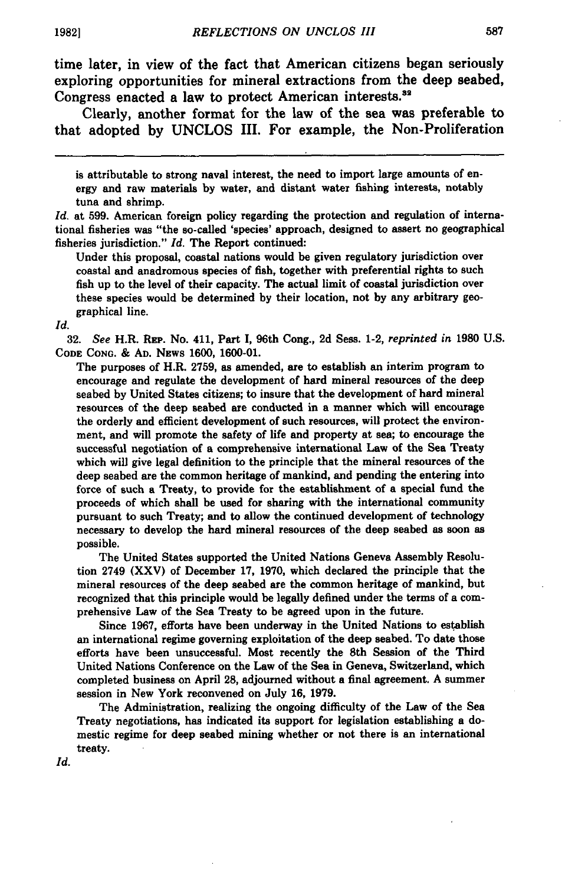time later, in view of the fact that American citizens began seriously exploring opportunities for mineral extractions from the deep seabed, Congress enacted a law to protect American interests.[32]

Clearly, another format for the law of the sea was preferable to that adopted by UNCLOS III. For example, the Non-Proliferation

---

> is attributable to strong naval interest, the need to import large amounts of energy and raw materials by water, and distant water fishing interests, notably tuna and shrimp.

*Id.* at 599. American foreign policy regarding the protection and regulation of international fisheries was "the so-called 'species' approach, designed to assert no geographical fisheries jurisdiction." *Id.* The Report continued:

> Under this proposal, coastal nations would be given regulatory jurisdiction over coastal and anadromous species of fish, together with preferential rights to such fish up to the level of their capacity. The actual limit of coastal jurisdiction over these species would be determined by their location, not by any arbitrary geographical line.

*Id.*

32. *See* H.R. REP. No. 411, Part I, 96th Cong., 2d Sess. 1-2, *reprinted in* 1980 U.S. CODE CONG. & AD. NEWS 1600, 1600-01.

> The purposes of H.R. 2759, as amended, are to establish an interim program to encourage and regulate the development of hard mineral resources of the deep seabed by United States citizens; to insure that the development of hard mineral resources of the deep seabed are conducted in a manner which will encourage the orderly and efficient development of such resources, will protect the environment, and will promote the safety of life and property at sea; to encourage the successful negotiation of a comprehensive international Law of the Sea Treaty which will give legal definition to the principle that the mineral resources of the deep seabed are the common heritage of mankind, and pending the entering into force of such a Treaty, to provide for the establishment of a special fund the proceeds of which shall be used for sharing with the international community pursuant to such Treaty; and to allow the continued development of technology necessary to develop the hard mineral resources of the deep seabed as soon as possible.
>
> The United States supported the United Nations Geneva Assembly Resolution 2749 (XXV) of December 17, 1970, which declared the principle that the mineral resources of the deep seabed are the common heritage of mankind, but recognized that this principle would be legally defined under the terms of a comprehensive Law of the Sea Treaty to be agreed upon in the future.
>
> Since 1967, efforts have been underway in the United Nations to establish an international regime governing exploitation of the deep seabed. To date those efforts have been unsuccessful. Most recently the 8th Session of the Third United Nations Conference on the Law of the Sea in Geneva, Switzerland, which completed business on April 28, adjourned without a final agreement. A summer session in New York reconvened on July 16, 1979.
>
> The Administration, realizing the ongoing difficulty of the Law of the Sea Treaty negotiations, has indicated its support for legislation establishing a domestic regime for deep seabed mining whether or not there is an international treaty.

*Id.*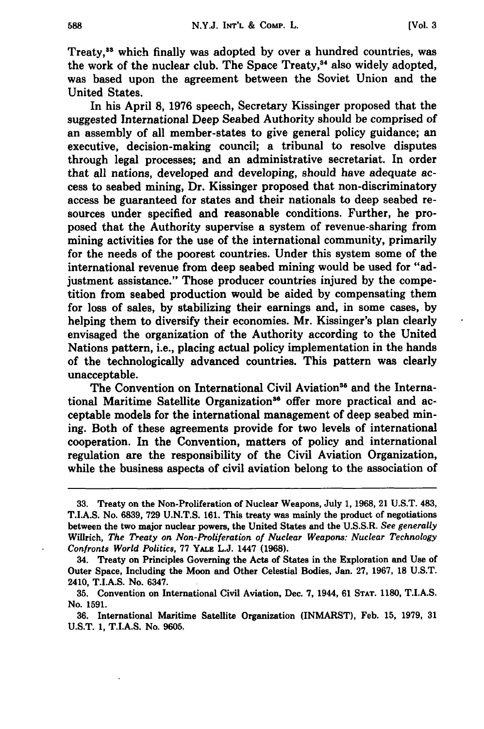Treaty,[33] which finally was adopted by over a hundred countries, was the work of the nuclear club. The Space Treaty,[34] also widely adopted, was based upon the agreement between the Soviet Union and the United States.

In his April 8, 1976 speech, Secretary Kissinger proposed that the suggested International Deep Seabed Authority should be comprised of an assembly of all member-states to give general policy guidance; an executive, decision-making council; a tribunal to resolve disputes through legal processes; and an administrative secretariat. In order that all nations, developed and developing, should have adequate access to seabed mining, Dr. Kissinger proposed that non-discriminatory access be guaranteed for states and their nationals to deep seabed resources under specified and reasonable conditions. Further, he proposed that the Authority supervise a system of revenue-sharing from mining activities for the use of the international community, primarily for the needs of the poorest countries. Under this system some of the international revenue from deep seabed mining would be used for "adjustment assistance." Those producer countries injured by the competition from seabed production would be aided by compensating them for loss of sales, by stabilizing their earnings and, in some cases, by helping them to diversify their economies. Mr. Kissinger's plan clearly envisaged the organization of the Authority according to the United Nations pattern, i.e., placing actual policy implementation in the hands of the technologically advanced countries. This pattern was clearly unacceptable.

The Convention on International Civil Aviation[35] and the International Maritime Satellite Organization[36] offer more practical and acceptable models for the international management of deep seabed mining. Both of these agreements provide for two levels of international cooperation. In the Convention, matters of policy and international regulation are the responsibility of the Civil Aviation Organization, while the business aspects of civil aviation belong to the association of

---

33. Treaty on the Non-Proliferation of Nuclear Weapons, July 1, 1968, 21 U.S.T. 483, T.I.A.S. No. 6839, 729 U.N.T.S. 161. This treaty was mainly the product of negotiations between the two major nuclear powers, the United States and the U.S.S.R. *See generally* Willrich, *The Treaty on Non-Proliferation of Nuclear Weapons: Nuclear Technology Confronts World Politics*, 77 YALE L.J. 1447 (1968).

34. Treaty on Principles Governing the Acts of States in the Exploration and Use of Outer Space, Including the Moon and Other Celestial Bodies, Jan. 27, 1967, 18 U.S.T. 2410, T.I.A.S. No. 6347.

35. Convention on International Civil Aviation, Dec. 7, 1944, 61 STAT. 1180, T.I.A.S. No. 1591.

36. International Maritime Satellite Organization (INMARST), Feb. 15, 1979, 31 U.S.T. 1, T.I.A.S. No. 9605.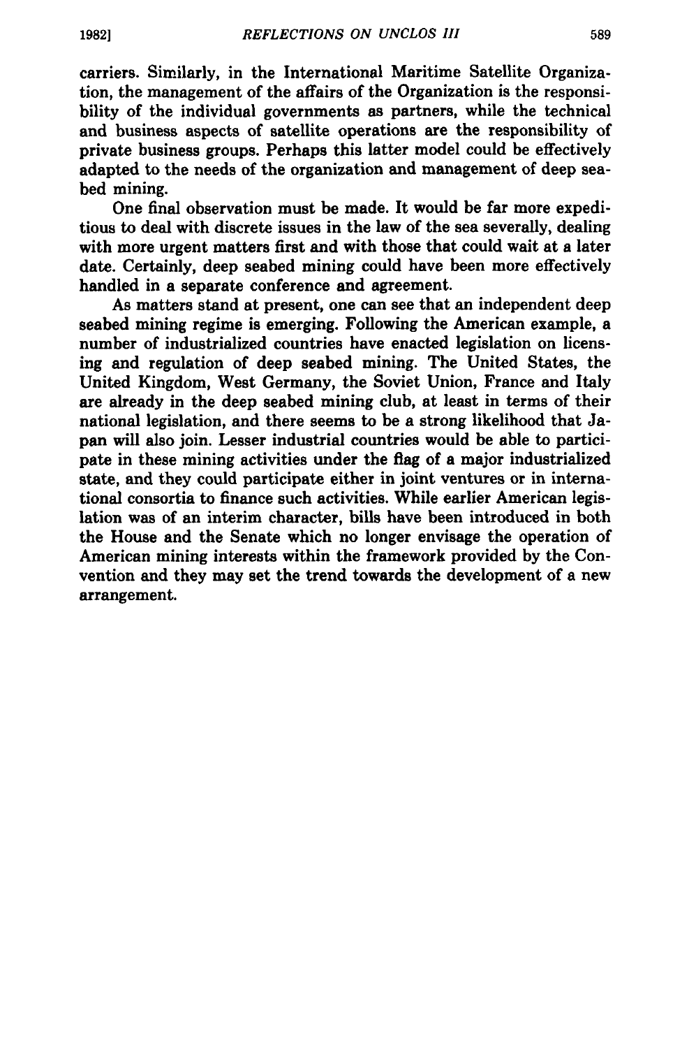carriers. Similarly, in the International Maritime Satellite Organization, the management of the affairs of the Organization is the responsibility of the individual governments as partners, while the technical and business aspects of satellite operations are the responsibility of private business groups. Perhaps this latter model could be effectively adapted to the needs of the organization and management of deep seabed mining.

One final observation must be made. It would be far more expeditious to deal with discrete issues in the law of the sea severally, dealing with more urgent matters first and with those that could wait at a later date. Certainly, deep seabed mining could have been more effectively handled in a separate conference and agreement.

As matters stand at present, one can see that an independent deep seabed mining regime is emerging. Following the American example, a number of industrialized countries have enacted legislation on licensing and regulation of deep seabed mining. The United States, the United Kingdom, West Germany, the Soviet Union, France and Italy are already in the deep seabed mining club, at least in terms of their national legislation, and there seems to be a strong likelihood that Japan will also join. Lesser industrial countries would be able to participate in these mining activities under the flag of a major industrialized state, and they could participate either in joint ventures or in international consortia to finance such activities. While earlier American legislation was of an interim character, bills have been introduced in both the House and the Senate which no longer envisage the operation of American mining interests within the framework provided by the Convention and they may set the trend towards the development of a new arrangement.